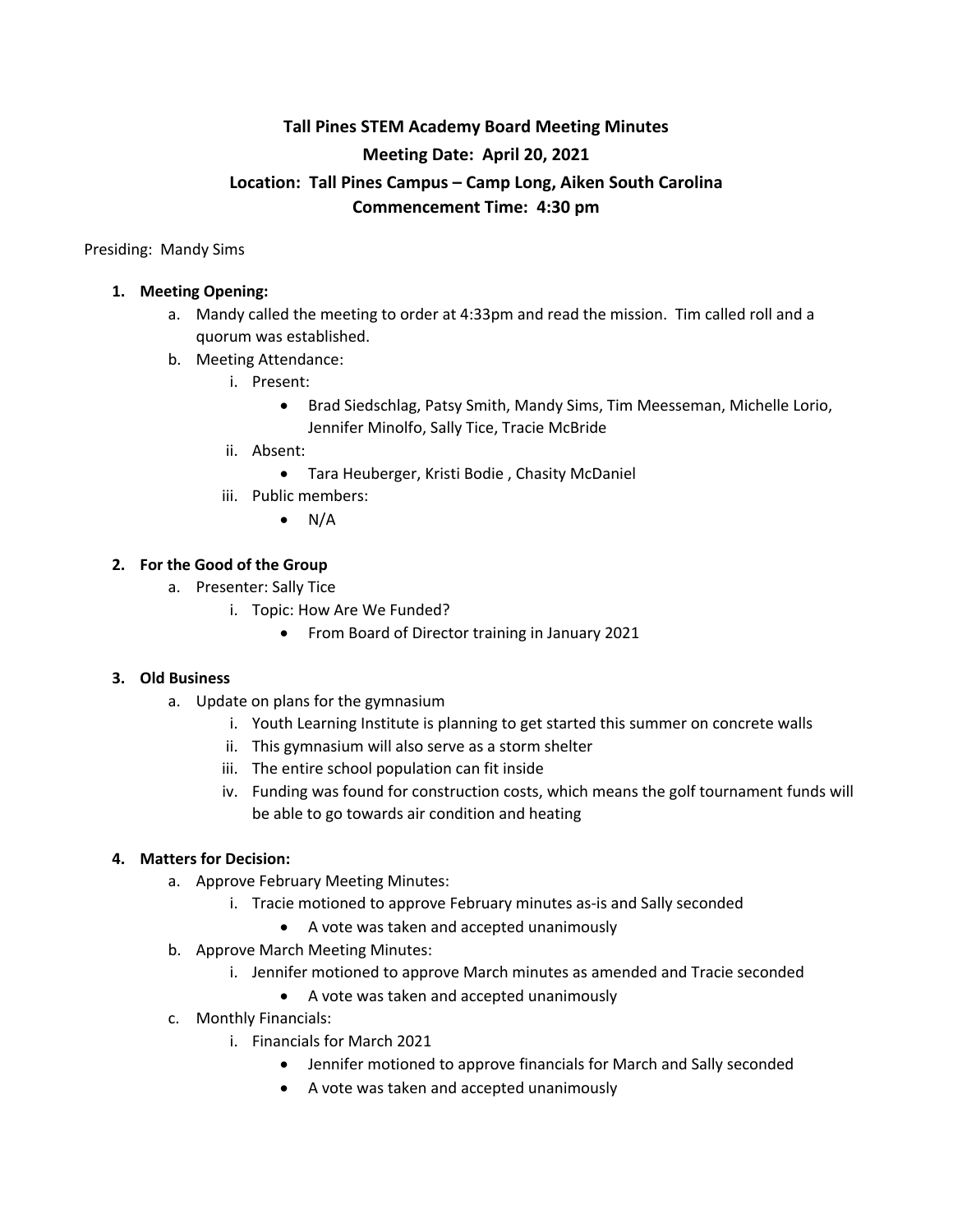# Tall Pines STEM Academy Board Meeting Minutes

## Meeting Date: April 20, 2021

## Location: Tall Pines Campus – Camp Long, Aiken South Carolina

## Commencement Time: 4:30 pm

Presiding: Mandy Sims

1. **Meeting Opening:**
   a. Mandy called the meeting to order at 4:33pm and read the mission. Tim called roll and a quorum was established.
   b. Meeting Attendance:
      i. Present:
         - Brad Siedschlag, Patsy Smith, Mandy Sims, Tim Meesseman, Michelle Lorio, Jennifer Minolfo, Sally Tice, Tracie McBride
      ii. Absent:
         - Tara Heuberger, Kristi Bodie , Chasity McDaniel
      iii. Public members:
         - N/A

2. **For the Good of the Group**
   a. Presenter: Sally Tice
      i. Topic: How Are We Funded?
         - From Board of Director training in January 2021

3. **Old Business**
   a. Update on plans for the gymnasium
      i. Youth Learning Institute is planning to get started this summer on concrete walls
      ii. This gymnasium will also serve as a storm shelter
      iii. The entire school population can fit inside
      iv. Funding was found for construction costs, which means the golf tournament funds will be able to go towards air condition and heating

4. **Matters for Decision:**
   a. Approve February Meeting Minutes:
      i. Tracie motioned to approve February minutes as-is and Sally seconded
         - A vote was taken and accepted unanimously
   b. Approve March Meeting Minutes:
      i. Jennifer motioned to approve March minutes as amended and Tracie seconded
         - A vote was taken and accepted unanimously
   c. Monthly Financials:
      i. Financials for March 2021
         - Jennifer motioned to approve financials for March and Sally seconded
         - A vote was taken and accepted unanimously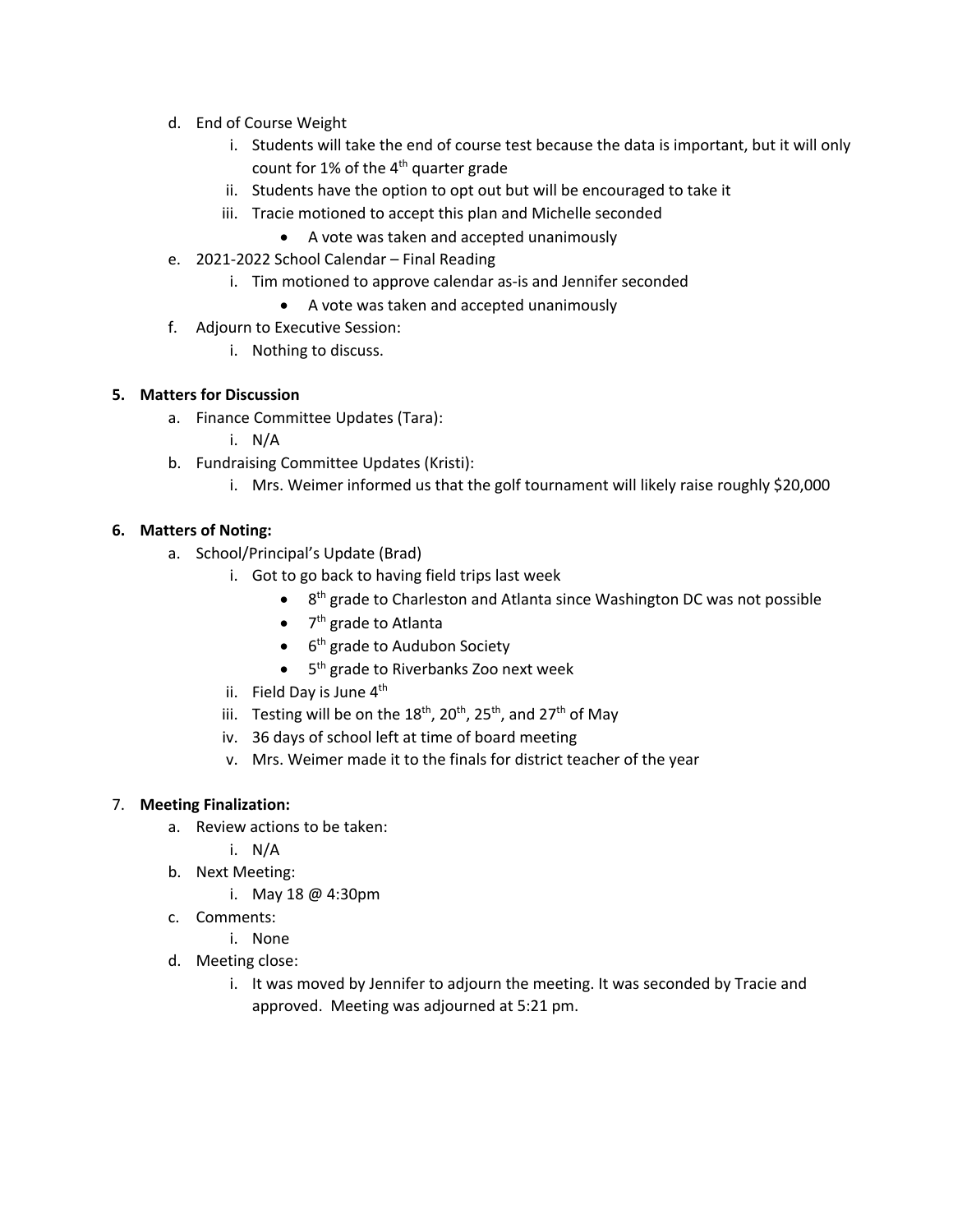d. End of Course Weight
   i. Students will take the end of course test because the data is important, but it will only count for 1% of the 4th quarter grade
   ii. Students have the option to opt out but will be encouraged to take it
   iii. Tracie motioned to accept this plan and Michelle seconded
      - A vote was taken and accepted unanimously

e. 2021-2022 School Calendar – Final Reading
   i. Tim motioned to approve calendar as-is and Jennifer seconded
      - A vote was taken and accepted unanimously

f. Adjourn to Executive Session:
   i. Nothing to discuss.

**5. Matters for Discussion**

a. Finance Committee Updates (Tara):
   i. N/A

b. Fundraising Committee Updates (Kristi):
   i. Mrs. Weimer informed us that the golf tournament will likely raise roughly $20,000

**6. Matters of Noting:**

a. School/Principal's Update (Brad)
   i. Got to go back to having field trips last week
      - 8th grade to Charleston and Atlanta since Washington DC was not possible
      - 7th grade to Atlanta
      - 6th grade to Audubon Society
      - 5th grade to Riverbanks Zoo next week
   ii. Field Day is June 4th
   iii. Testing will be on the 18th, 20th, 25th, and 27th of May
   iv. 36 days of school left at time of board meeting
   v. Mrs. Weimer made it to the finals for district teacher of the year

7. **Meeting Finalization:**

a. Review actions to be taken:
   i. N/A

b. Next Meeting:
   i. May 18 @ 4:30pm

c. Comments:
   i. None

d. Meeting close:
   i. It was moved by Jennifer to adjourn the meeting. It was seconded by Tracie and approved. Meeting was adjourned at 5:21 pm.